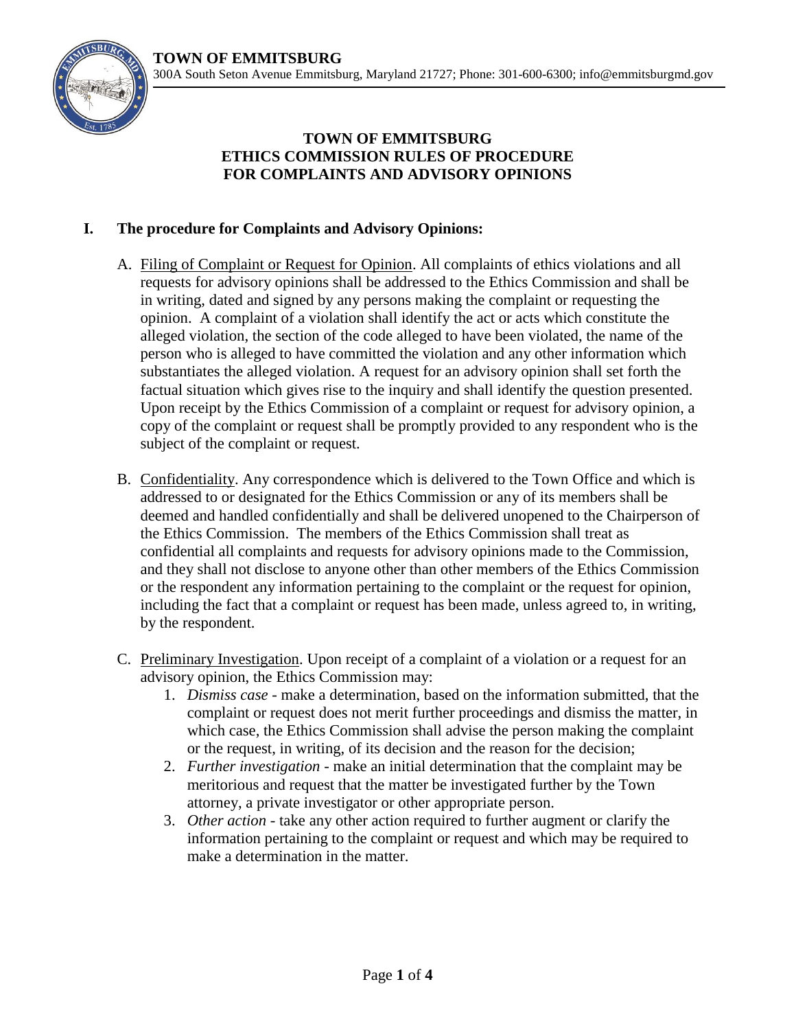**TOWN OF EMMITSBURG**
300A South Seton Avenue Emmitsburg, Maryland 21727; Phone: 301-600-6300; info@emmitsburgmd.gov

# TOWN OF EMMITSBURG ETHICS COMMISSION RULES OF PROCEDURE FOR COMPLAINTS AND ADVISORY OPINIONS

## I. The procedure for Complaints and Advisory Opinions:

A. Filing of Complaint or Request for Opinion. All complaints of ethics violations and all requests for advisory opinions shall be addressed to the Ethics Commission and shall be in writing, dated and signed by any persons making the complaint or requesting the opinion. A complaint of a violation shall identify the act or acts which constitute the alleged violation, the section of the code alleged to have been violated, the name of the person who is alleged to have committed the violation and any other information which substantiates the alleged violation. A request for an advisory opinion shall set forth the factual situation which gives rise to the inquiry and shall identify the question presented. Upon receipt by the Ethics Commission of a complaint or request for advisory opinion, a copy of the complaint or request shall be promptly provided to any respondent who is the subject of the complaint or request.

B. Confidentiality. Any correspondence which is delivered to the Town Office and which is addressed to or designated for the Ethics Commission or any of its members shall be deemed and handled confidentially and shall be delivered unopened to the Chairperson of the Ethics Commission. The members of the Ethics Commission shall treat as confidential all complaints and requests for advisory opinions made to the Commission, and they shall not disclose to anyone other than other members of the Ethics Commission or the respondent any information pertaining to the complaint or the request for opinion, including the fact that a complaint or request has been made, unless agreed to, in writing, by the respondent.

C. Preliminary Investigation. Upon receipt of a complaint of a violation or a request for an advisory opinion, the Ethics Commission may:

1. *Dismiss case* - make a determination, based on the information submitted, that the complaint or request does not merit further proceedings and dismiss the matter, in which case, the Ethics Commission shall advise the person making the complaint or the request, in writing, of its decision and the reason for the decision;
2. *Further investigation* - make an initial determination that the complaint may be meritorious and request that the matter be investigated further by the Town attorney, a private investigator or other appropriate person.
3. *Other action* - take any other action required to further augment or clarify the information pertaining to the complaint or request and which may be required to make a determination in the matter.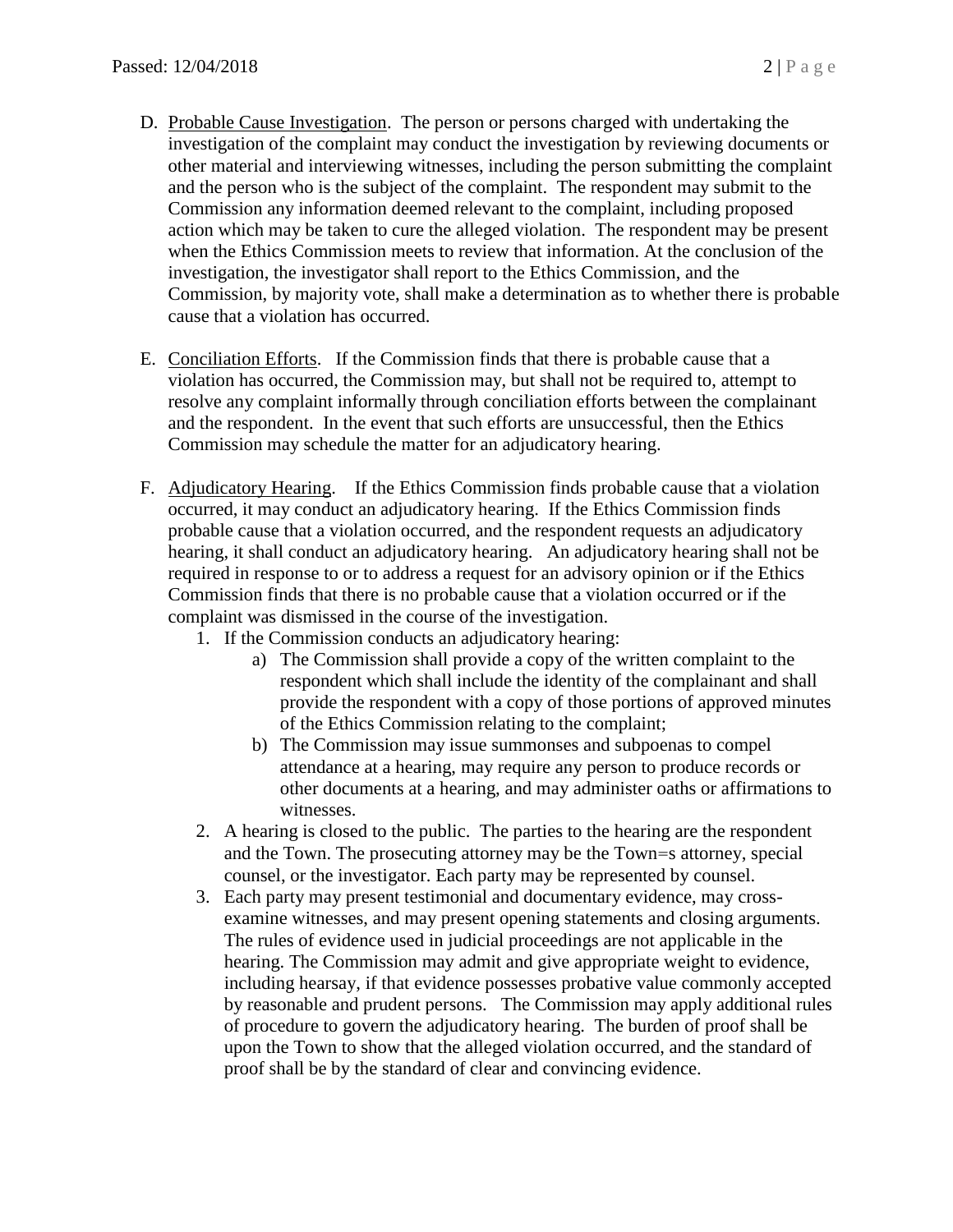D. Probable Cause Investigation. The person or persons charged with undertaking the investigation of the complaint may conduct the investigation by reviewing documents or other material and interviewing witnesses, including the person submitting the complaint and the person who is the subject of the complaint. The respondent may submit to the Commission any information deemed relevant to the complaint, including proposed action which may be taken to cure the alleged violation. The respondent may be present when the Ethics Commission meets to review that information. At the conclusion of the investigation, the investigator shall report to the Ethics Commission, and the Commission, by majority vote, shall make a determination as to whether there is probable cause that a violation has occurred.

E. Conciliation Efforts. If the Commission finds that there is probable cause that a violation has occurred, the Commission may, but shall not be required to, attempt to resolve any complaint informally through conciliation efforts between the complainant and the respondent. In the event that such efforts are unsuccessful, then the Ethics Commission may schedule the matter for an adjudicatory hearing.

F. Adjudicatory Hearing. If the Ethics Commission finds probable cause that a violation occurred, it may conduct an adjudicatory hearing. If the Ethics Commission finds probable cause that a violation occurred, and the respondent requests an adjudicatory hearing, it shall conduct an adjudicatory hearing. An adjudicatory hearing shall not be required in response to or to address a request for an advisory opinion or if the Ethics Commission finds that there is no probable cause that a violation occurred or if the complaint was dismissed in the course of the investigation.

   1. If the Commission conducts an adjudicatory hearing:
      a) The Commission shall provide a copy of the written complaint to the respondent which shall include the identity of the complainant and shall provide the respondent with a copy of those portions of approved minutes of the Ethics Commission relating to the complaint;
      b) The Commission may issue summonses and subpoenas to compel attendance at a hearing, may require any person to produce records or other documents at a hearing, and may administer oaths or affirmations to witnesses.
   2. A hearing is closed to the public. The parties to the hearing are the respondent and the Town. The prosecuting attorney may be the Town=s attorney, special counsel, or the investigator. Each party may be represented by counsel.
   3. Each party may present testimonial and documentary evidence, may cross-examine witnesses, and may present opening statements and closing arguments. The rules of evidence used in judicial proceedings are not applicable in the hearing. The Commission may admit and give appropriate weight to evidence, including hearsay, if that evidence possesses probative value commonly accepted by reasonable and prudent persons. The Commission may apply additional rules of procedure to govern the adjudicatory hearing. The burden of proof shall be upon the Town to show that the alleged violation occurred, and the standard of proof shall be by the standard of clear and convincing evidence.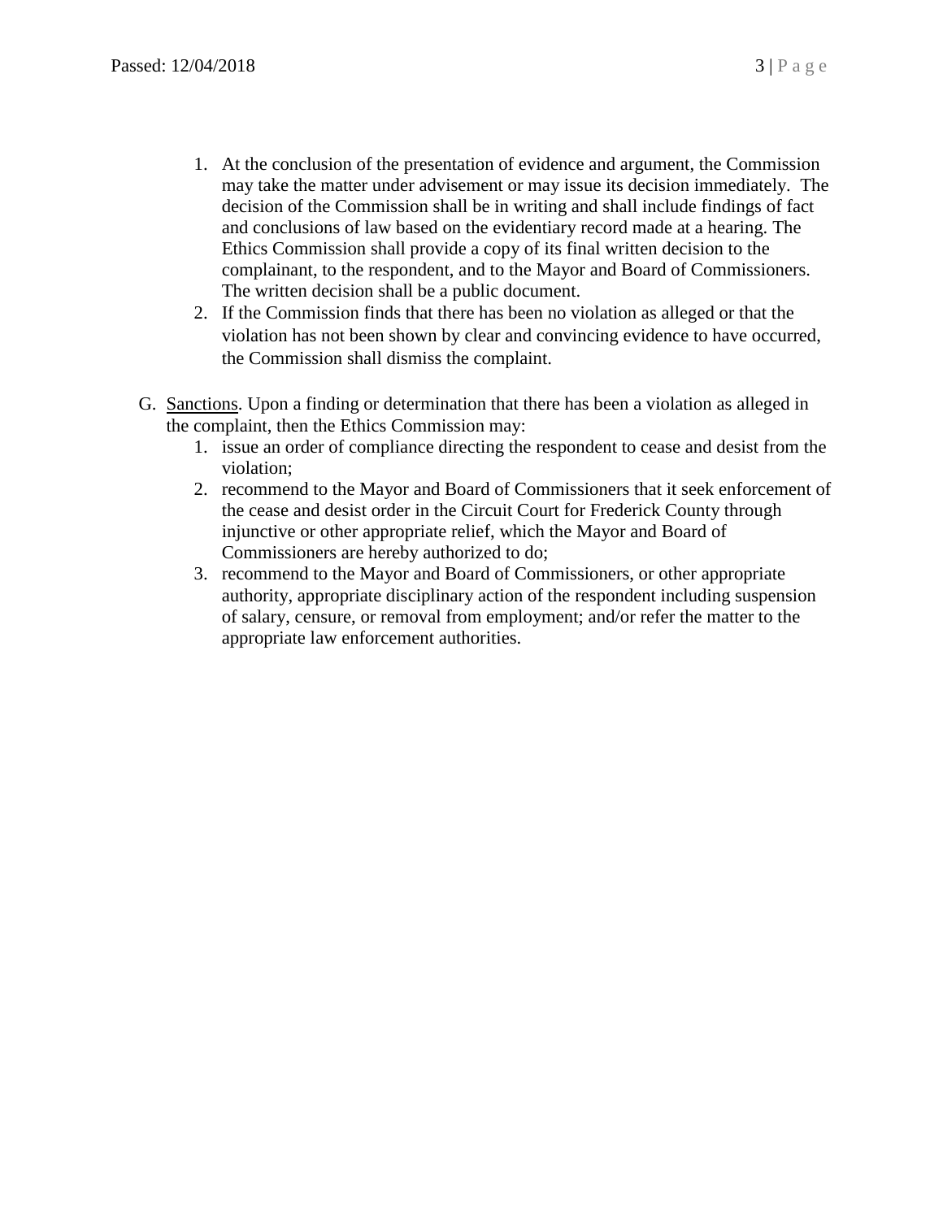1. At the conclusion of the presentation of evidence and argument, the Commission may take the matter under advisement or may issue its decision immediately. The decision of the Commission shall be in writing and shall include findings of fact and conclusions of law based on the evidentiary record made at a hearing. The Ethics Commission shall provide a copy of its final written decision to the complainant, to the respondent, and to the Mayor and Board of Commissioners. The written decision shall be a public document.
2. If the Commission finds that there has been no violation as alleged or that the violation has not been shown by clear and convincing evidence to have occurred, the Commission shall dismiss the complaint.

G. Sanctions. Upon a finding or determination that there has been a violation as alleged in the complaint, then the Ethics Commission may:
   1. issue an order of compliance directing the respondent to cease and desist from the violation;
   2. recommend to the Mayor and Board of Commissioners that it seek enforcement of the cease and desist order in the Circuit Court for Frederick County through injunctive or other appropriate relief, which the Mayor and Board of Commissioners are hereby authorized to do;
   3. recommend to the Mayor and Board of Commissioners, or other appropriate authority, appropriate disciplinary action of the respondent including suspension of salary, censure, or removal from employment; and/or refer the matter to the appropriate law enforcement authorities.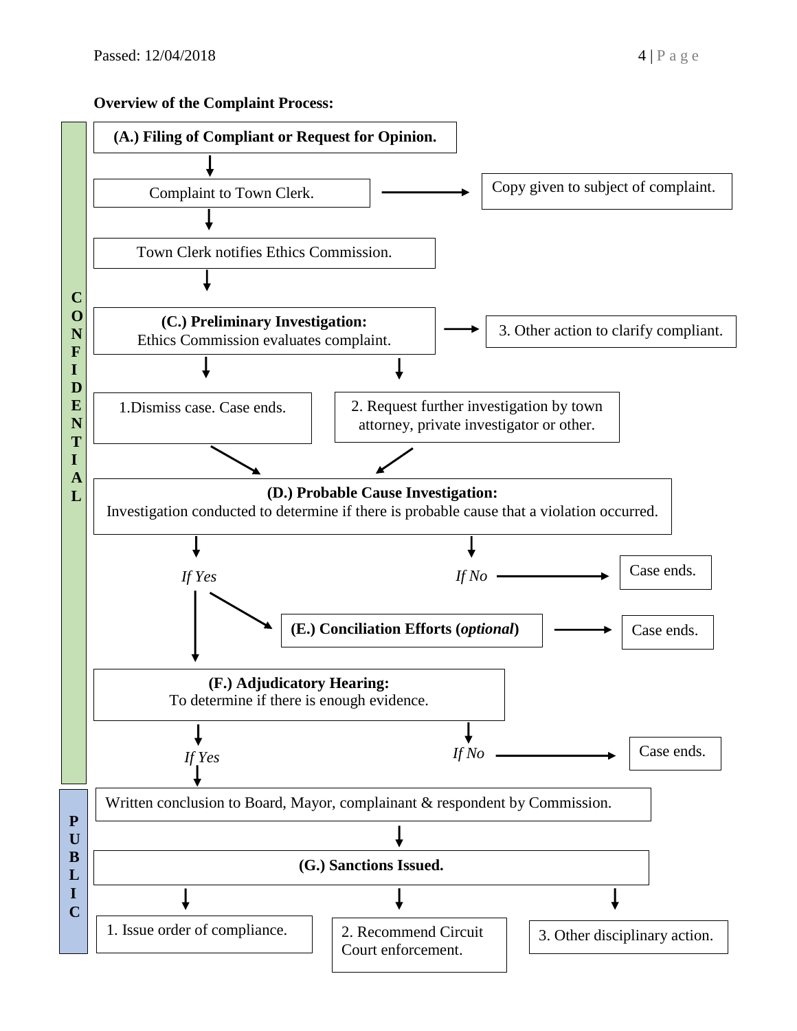**Overview of the Complaint Process:**

CONFIDENTIAL

**(A.) Filing of Compliant or Request for Opinion.**

Complaint to Town Clerk.

Copy given to subject of complaint.

Town Clerk notifies Ethics Commission.

**(C.) Preliminary Investigation:**
Ethics Commission evaluates complaint.

3. Other action to clarify compliant.

1.Dismiss case. Case ends.

2. Request further investigation by town attorney, private investigator or other.

**(D.) Probable Cause Investigation:**
Investigation conducted to determine if there is probable cause that a violation occurred.

*If Yes*

*If No*

Case ends.

**(E.) Conciliation Efforts (*optional*)**

Case ends.

**(F.) Adjudicatory Hearing:**
To determine if there is enough evidence.

*If Yes*

*If No*

Case ends.

PUBLIC

Written conclusion to Board, Mayor, complainant & respondent by Commission.

**(G.) Sanctions Issued.**

1. Issue order of compliance.

2. Recommend Circuit Court enforcement.

3. Other disciplinary action.